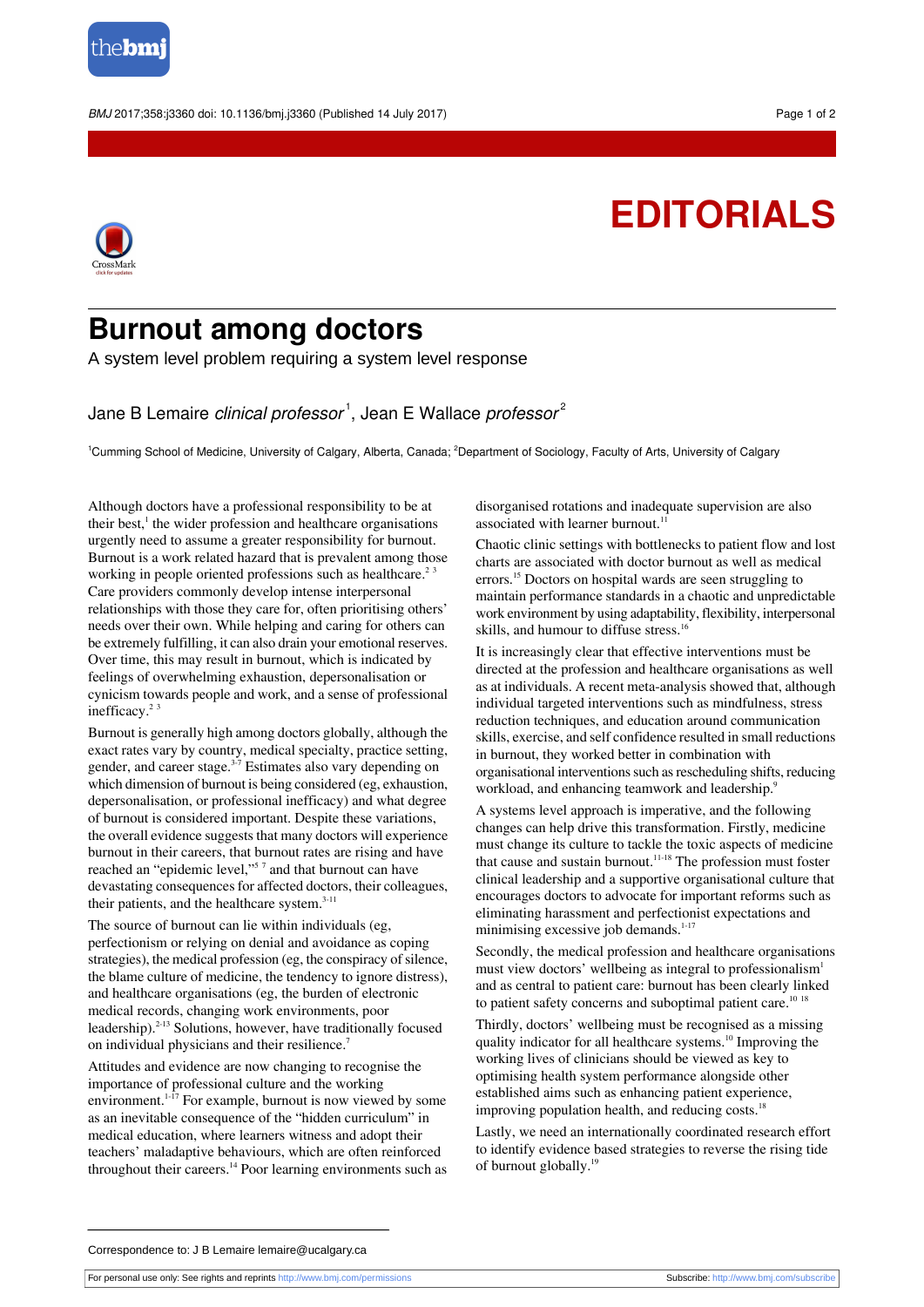# EDITORIALS

## Burnout among doctors

A system level problem requiring a system level response

Jane B Lemaire *clinical professor*[1], Jean E Wallace *professor*[2]

[1]Cumming School of Medicine, University of Calgary, Alberta, Canada; [2]Department of Sociology, Faculty of Arts, University of Calgary

Although doctors have a professional responsibility to be at their best,[1] the wider profession and healthcare organisations urgently need to assume a greater responsibility for burnout. Burnout is a work related hazard that is prevalent among those working in people oriented professions such as healthcare.[2,3] Care providers commonly develop intense interpersonal relationships with those they care for, often prioritising others' needs over their own. While helping and caring for others can be extremely fulfilling, it can also drain your emotional reserves. Over time, this may result in burnout, which is indicated by feelings of overwhelming exhaustion, depersonalisation or cynicism towards people and work, and a sense of professional inefficacy.[2,3]

Burnout is generally high among doctors globally, although the exact rates vary by country, medical specialty, practice setting, gender, and career stage.[3-7] Estimates also vary depending on which dimension of burnout is being considered (eg, exhaustion, depersonalisation, or professional inefficacy) and what degree of burnout is considered important. Despite these variations, the overall evidence suggests that many doctors will experience burnout in their careers, that burnout rates are rising and have reached an "epidemic level,"[5,7] and that burnout can have devastating consequences for affected doctors, their colleagues, their patients, and the healthcare system.[3-11]

The source of burnout can lie within individuals (eg, perfectionism or relying on denial and avoidance as coping strategies), the medical profession (eg, the conspiracy of silence, the blame culture of medicine, the tendency to ignore distress), and healthcare organisations (eg, the burden of electronic medical records, changing work environments, poor leadership).[2-13] Solutions, however, have traditionally focused on individual physicians and their resilience.[7]

Attitudes and evidence are now changing to recognise the importance of professional culture and the working environment.[1-17] For example, burnout is now viewed by some as an inevitable consequence of the "hidden curriculum" in medical education, where learners witness and adopt their teachers' maladaptive behaviours, which are often reinforced throughout their careers.[14] Poor learning environments such as disorganised rotations and inadequate supervision are also associated with learner burnout.[11]

Chaotic clinic settings with bottlenecks to patient flow and lost charts are associated with doctor burnout as well as medical errors.[15] Doctors on hospital wards are seen struggling to maintain performance standards in a chaotic and unpredictable work environment by using adaptability, flexibility, interpersonal skills, and humour to diffuse stress.[16]

It is increasingly clear that effective interventions must be directed at the profession and healthcare organisations as well as at individuals. A recent meta-analysis showed that, although individual targeted interventions such as mindfulness, stress reduction techniques, and education around communication skills, exercise, and self confidence resulted in small reductions in burnout, they worked better in combination with organisational interventions such as rescheduling shifts, reducing workload, and enhancing teamwork and leadership.[9]

A systems level approach is imperative, and the following changes can help drive this transformation. Firstly, medicine must change its culture to tackle the toxic aspects of medicine that cause and sustain burnout.[11-18] The profession must foster clinical leadership and a supportive organisational culture that encourages doctors to advocate for important reforms such as eliminating harassment and perfectionist expectations and minimising excessive job demands.[1-17]

Secondly, the medical profession and healthcare organisations must view doctors' wellbeing as integral to professionalism[1] and as central to patient care: burnout has been clearly linked to patient safety concerns and suboptimal patient care.[10,18]

Thirdly, doctors' wellbeing must be recognised as a missing quality indicator for all healthcare systems.[10] Improving the working lives of clinicians should be viewed as key to optimising health system performance alongside other established aims such as enhancing patient experience, improving population health, and reducing costs.[18]

Lastly, we need an internationally coordinated research effort to identify evidence based strategies to reverse the rising tide of burnout globally.[19]

Correspondence to: J B Lemaire lemaire@ucalgary.ca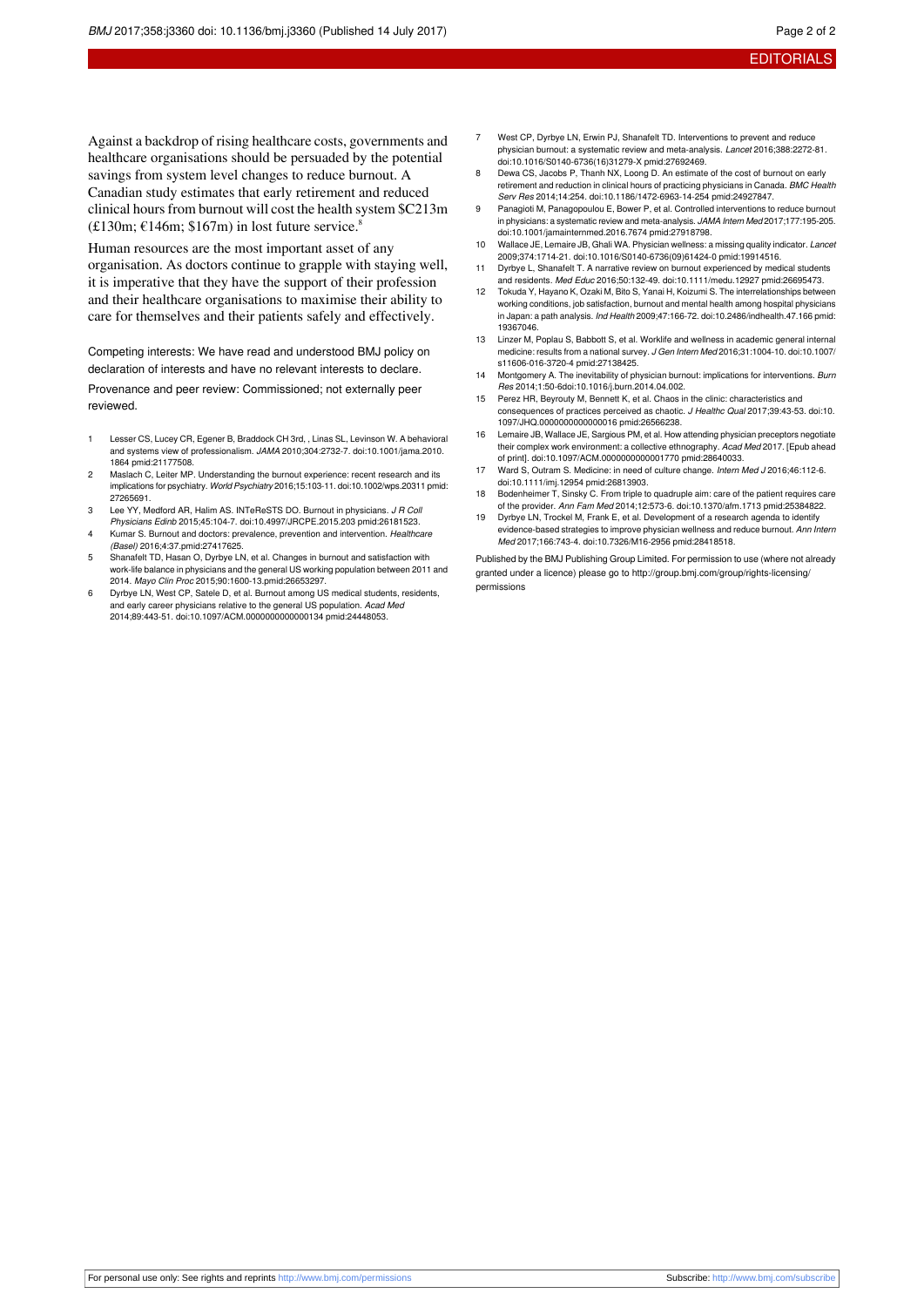Against a backdrop of rising healthcare costs, governments and healthcare organisations should be persuaded by the potential savings from system level changes to reduce burnout. A Canadian study estimates that early retirement and reduced clinical hours from burnout will cost the health system $C213m (£130m; €146m; $167m) in lost future service.[8]

Human resources are the most important asset of any organisation. As doctors continue to grapple with staying well, it is imperative that they have the support of their profession and their healthcare organisations to maximise their ability to care for themselves and their patients safely and effectively.

Competing interests: We have read and understood BMJ policy on declaration of interests and have no relevant interests to declare.

Provenance and peer review: Commissioned; not externally peer reviewed.

1. Lesser CS, Lucey CR, Egener B, Braddock CH 3rd, , Linas SL, Levinson W. A behavioral and systems view of professionalism. *JAMA* 2010;304:2732-7. doi:10.1001/jama.2010.1864 pmid:21177508.
2. Maslach C, Leiter MP. Understanding the burnout experience: recent research and its implications for psychiatry. *World Psychiatry* 2016;15:103-11. doi:10.1002/wps.20311 pmid:27265691.
3. Lee YY, Medford AR, Halim AS. INTeReSTS DO. Burnout in physicians. *J R Coll Physicians Edinb* 2015;45:104-7. doi:10.4997/JRCPE.2015.203 pmid:26181523.
4. Kumar S. Burnout and doctors: prevalence, prevention and intervention. *Healthcare (Basel)* 2016;4:37.pmid:27417625.
5. Shanafelt TD, Hasan O, Dyrbye LN, et al. Changes in burnout and satisfaction with work-life balance in physicians and the general US working population between 2011 and 2014. *Mayo Clin Proc* 2015;90:1600-13.pmid:26653297.
6. Dyrbye LN, West CP, Satele D, et al. Burnout among US medical students, residents, and early career physicians relative to the general US population. *Acad Med* 2014;89:443-51. doi:10.1097/ACM.0000000000000134 pmid:24448053.
7. West CP, Dyrbye LN, Erwin PJ, Shanafelt TD. Interventions to prevent and reduce physician burnout: a systematic review and meta-analysis. *Lancet* 2016;388:2272-81. doi:10.1016/S0140-6736(16)31279-X pmid:27692469.
8. Dewa CS, Jacobs P, Thanh NX, Loong D. An estimate of the cost of burnout on early retirement and reduction in clinical hours of practicing physicians in Canada. *BMC Health Serv Res* 2014;14:254. doi:10.1186/1472-6963-14-254 pmid:24927847.
9. Panagioti M, Panagopoulou E, Bower P, et al. Controlled interventions to reduce burnout in physicians: a systematic review and meta-analysis. *JAMA Intern Med* 2017;177:195-205. doi:10.1001/jamainternmed.2016.7674 pmid:27918798.
10. Wallace JE, Lemaire JB, Ghali WA. Physician wellness: a missing quality indicator. *Lancet* 2009;374:1714-21. doi:10.1016/S0140-6736(09)61424-0 pmid:19914516.
11. Dyrbye L, Shanafelt T. A narrative review on burnout experienced by medical students and residents. *Med Educ* 2016;50:132-49. doi:10.1111/medu.12927 pmid:26695473.
12. Tokuda Y, Hayano K, Ozaki M, Bito S, Yanai H, Koizumi S. The interrelationships between working conditions, job satisfaction, burnout and mental health among hospital physicians in Japan: a path analysis. *Ind Health* 2009;47:166-72. doi:10.2486/indhealth.47.166 pmid:19367046.
13. Linzer M, Poplau S, Babbott S, et al. Worklife and wellness in academic general internal medicine: results from a national survey. *J Gen Intern Med* 2016;31:1004-10. doi:10.1007/s11606-016-3720-4 pmid:27138425.
14. Montgomery A. The inevitability of physician burnout: implications for interventions. *Burn Res* 2014;1:50-6doi:10.1016/j.burn.2014.04.002.
15. Perez HR, Beyrouty M, Bennett K, et al. Chaos in the clinic: characteristics and consequences of practices perceived as chaotic. *J Healthc Qual* 2017;39:43-53. doi:10.1097/JHQ.0000000000000016 pmid:26566238.
16. Lemaire JB, Wallace JE, Sargious PM, et al. How attending physician preceptors negotiate their complex work environment: a collective ethnography. *Acad Med* 2017. [Epub ahead of print]. doi:10.1097/ACM.0000000000001770 pmid:28640033.
17. Ward S, Outram S. Medicine: in need of culture change. *Intern Med J* 2016;46:112-6. doi:10.1111/imj.12954 pmid:26813903.
18. Bodenheimer T, Sinsky C. From triple to quadruple aim: care of the patient requires care of the provider. *Ann Fam Med* 2014;12:573-6. doi:10.1370/afm.1713 pmid:25384822.
19. Dyrbye LN, Trockel M, Frank E, et al. Development of a research agenda to identify evidence-based strategies to improve physician wellness and reduce burnout. *Ann Intern Med* 2017;166:743-4. doi:10.7326/M16-2956 pmid:28418518.

Published by the BMJ Publishing Group Limited. For permission to use (where not already granted under a licence) please go to http://group.bmj.com/group/rights-licensing/permissions